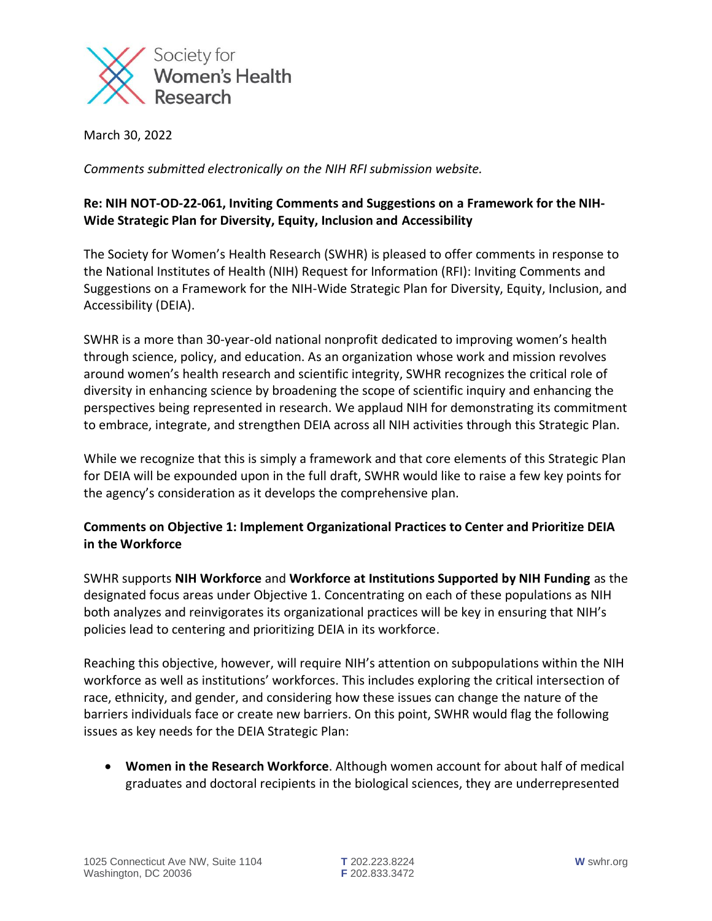Society for Women's Health Research

March 30, 2022

*Comments submitted electronically on the NIH RFI submission website.*

**Re: NIH NOT-OD-22-061, Inviting Comments and Suggestions on a Framework for the NIH-Wide Strategic Plan for Diversity, Equity, Inclusion and Accessibility**

The Society for Women's Health Research (SWHR) is pleased to offer comments in response to the National Institutes of Health (NIH) Request for Information (RFI): Inviting Comments and Suggestions on a Framework for the NIH-Wide Strategic Plan for Diversity, Equity, Inclusion, and Accessibility (DEIA).

SWHR is a more than 30-year-old national nonprofit dedicated to improving women's health through science, policy, and education. As an organization whose work and mission revolves around women's health research and scientific integrity, SWHR recognizes the critical role of diversity in enhancing science by broadening the scope of scientific inquiry and enhancing the perspectives being represented in research. We applaud NIH for demonstrating its commitment to embrace, integrate, and strengthen DEIA across all NIH activities through this Strategic Plan.

While we recognize that this is simply a framework and that core elements of this Strategic Plan for DEIA will be expounded upon in the full draft, SWHR would like to raise a few key points for the agency's consideration as it develops the comprehensive plan.

**Comments on Objective 1: Implement Organizational Practices to Center and Prioritize DEIA in the Workforce**

SWHR supports **NIH Workforce** and **Workforce at Institutions Supported by NIH Funding** as the designated focus areas under Objective 1. Concentrating on each of these populations as NIH both analyzes and reinvigorates its organizational practices will be key in ensuring that NIH's policies lead to centering and prioritizing DEIA in its workforce.

Reaching this objective, however, will require NIH's attention on subpopulations within the NIH workforce as well as institutions' workforces. This includes exploring the critical intersection of race, ethnicity, and gender, and considering how these issues can change the nature of the barriers individuals face or create new barriers. On this point, SWHR would flag the following issues as key needs for the DEIA Strategic Plan:

- **Women in the Research Workforce**. Although women account for about half of medical graduates and doctoral recipients in the biological sciences, they are underrepresented

1025 Connecticut Ave NW, Suite 1104
Washington, DC 20036

**T** 202.223.8224
**F** 202.833.3472

**W** swhr.org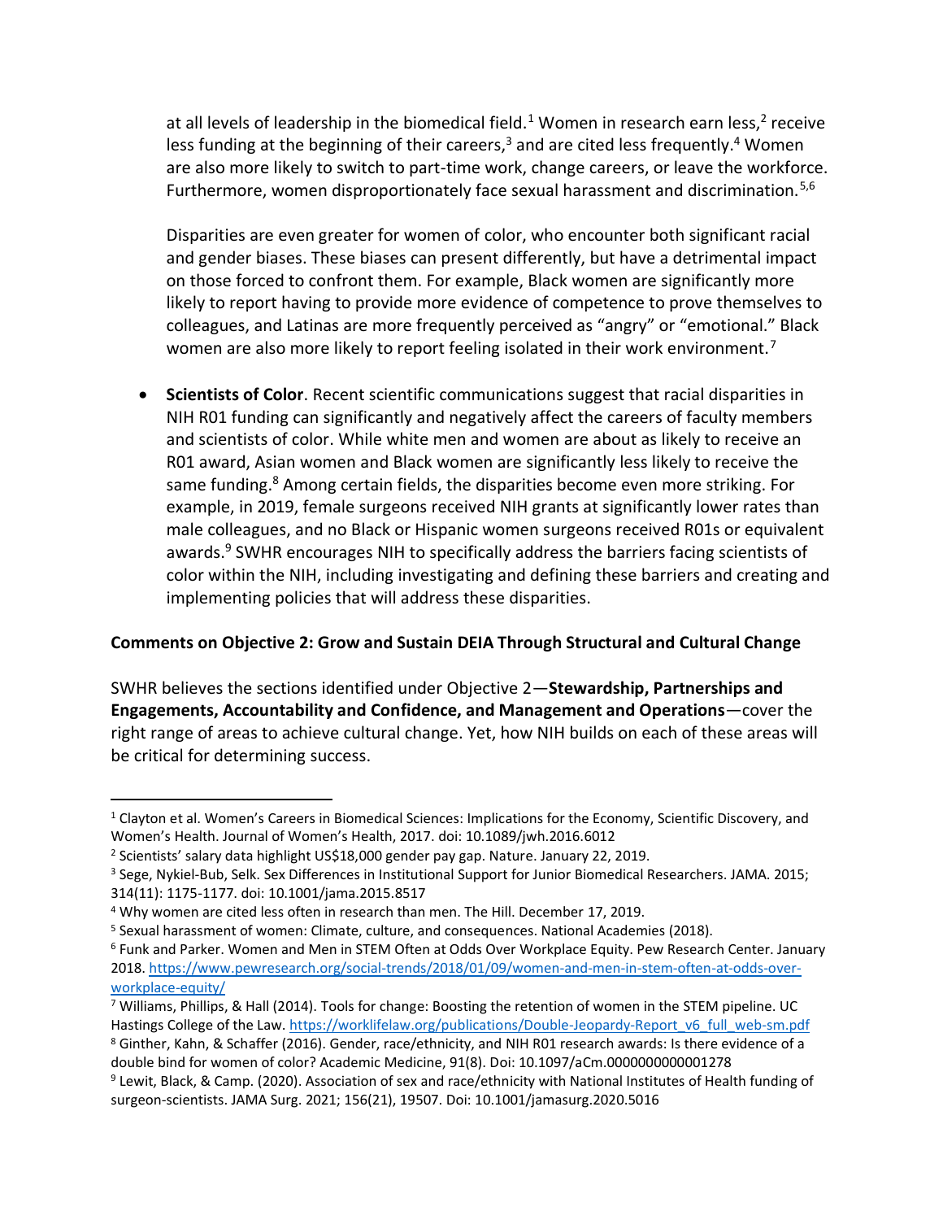at all levels of leadership in the biomedical field.[1] Women in research earn less,[2] receive less funding at the beginning of their careers,[3] and are cited less frequently.[4] Women are also more likely to switch to part-time work, change careers, or leave the workforce. Furthermore, women disproportionately face sexual harassment and discrimination.[5,6]

Disparities are even greater for women of color, who encounter both significant racial and gender biases. These biases can present differently, but have a detrimental impact on those forced to confront them. For example, Black women are significantly more likely to report having to provide more evidence of competence to prove themselves to colleagues, and Latinas are more frequently perceived as "angry" or "emotional." Black women are also more likely to report feeling isolated in their work environment.[7]

- **Scientists of Color**. Recent scientific communications suggest that racial disparities in NIH R01 funding can significantly and negatively affect the careers of faculty members and scientists of color. While white men and women are about as likely to receive an R01 award, Asian women and Black women are significantly less likely to receive the same funding.[8] Among certain fields, the disparities become even more striking. For example, in 2019, female surgeons received NIH grants at significantly lower rates than male colleagues, and no Black or Hispanic women surgeons received R01s or equivalent awards.[9] SWHR encourages NIH to specifically address the barriers facing scientists of color within the NIH, including investigating and defining these barriers and creating and implementing policies that will address these disparities.

**Comments on Objective 2: Grow and Sustain DEIA Through Structural and Cultural Change**

SWHR believes the sections identified under Objective 2—**Stewardship, Partnerships and Engagements, Accountability and Confidence, and Management and Operations**—cover the right range of areas to achieve cultural change. Yet, how NIH builds on each of these areas will be critical for determining success.

---

[1] Clayton et al. Women's Careers in Biomedical Sciences: Implications for the Economy, Scientific Discovery, and Women's Health. Journal of Women's Health, 2017. doi: 10.1089/jwh.2016.6012

[2] Scientists' salary data highlight US$18,000 gender pay gap. Nature. January 22, 2019.

[3] Sege, Nykiel-Bub, Selk. Sex Differences in Institutional Support for Junior Biomedical Researchers. JAMA. 2015; 314(11): 1175-1177. doi: 10.1001/jama.2015.8517

[4] Why women are cited less often in research than men. The Hill. December 17, 2019.

[5] Sexual harassment of women: Climate, culture, and consequences. National Academies (2018).

[6] Funk and Parker. Women and Men in STEM Often at Odds Over Workplace Equity. Pew Research Center. January 2018. https://www.pewresearch.org/social-trends/2018/01/09/women-and-men-in-stem-often-at-odds-over-workplace-equity/

[7] Williams, Phillips, & Hall (2014). Tools for change: Boosting the retention of women in the STEM pipeline. UC Hastings College of the Law. https://worklifelaw.org/publications/Double-Jeopardy-Report_v6_full_web-sm.pdf

[8] Ginther, Kahn, & Schaffer (2016). Gender, race/ethnicity, and NIH R01 research awards: Is there evidence of a double bind for women of color? Academic Medicine, 91(8). Doi: 10.1097/aCm.0000000000001278

[9] Lewit, Black, & Camp. (2020). Association of sex and race/ethnicity with National Institutes of Health funding of surgeon-scientists. JAMA Surg. 2021; 156(21), 19507. Doi: 10.1001/jamasurg.2020.5016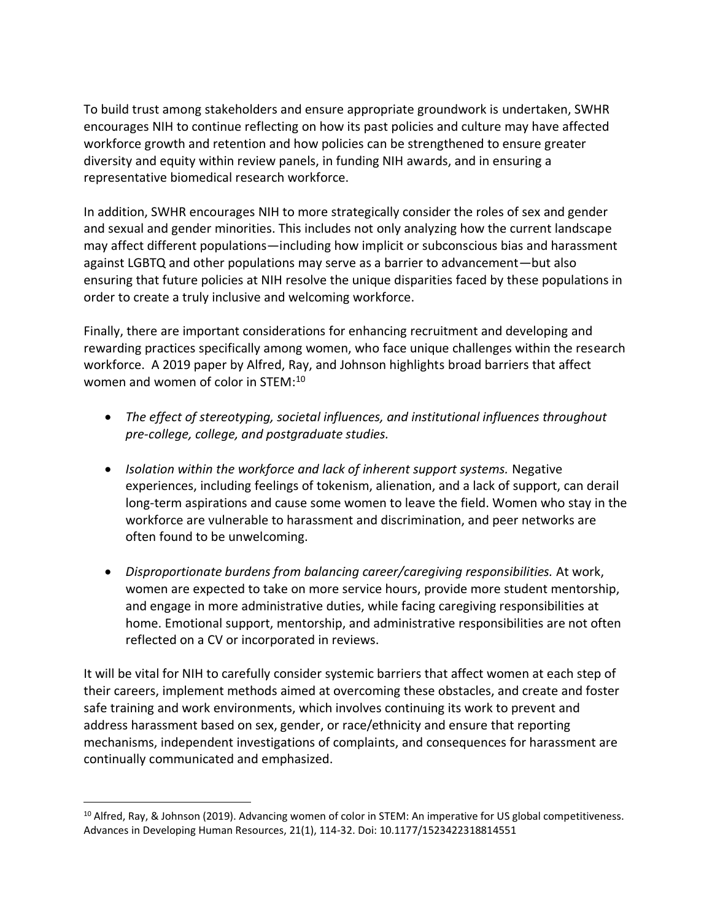To build trust among stakeholders and ensure appropriate groundwork is undertaken, SWHR encourages NIH to continue reflecting on how its past policies and culture may have affected workforce growth and retention and how policies can be strengthened to ensure greater diversity and equity within review panels, in funding NIH awards, and in ensuring a representative biomedical research workforce.

In addition, SWHR encourages NIH to more strategically consider the roles of sex and gender and sexual and gender minorities. This includes not only analyzing how the current landscape may affect different populations—including how implicit or subconscious bias and harassment against LGBTQ and other populations may serve as a barrier to advancement—but also ensuring that future policies at NIH resolve the unique disparities faced by these populations in order to create a truly inclusive and welcoming workforce.

Finally, there are important considerations for enhancing recruitment and developing and rewarding practices specifically among women, who face unique challenges within the research workforce. A 2019 paper by Alfred, Ray, and Johnson highlights broad barriers that affect women and women of color in STEM:[10]

- *The effect of stereotyping, societal influences, and institutional influences throughout pre-college, college, and postgraduate studies.*
- *Isolation within the workforce and lack of inherent support systems.* Negative experiences, including feelings of tokenism, alienation, and a lack of support, can derail long-term aspirations and cause some women to leave the field. Women who stay in the workforce are vulnerable to harassment and discrimination, and peer networks are often found to be unwelcoming.
- *Disproportionate burdens from balancing career/caregiving responsibilities.* At work, women are expected to take on more service hours, provide more student mentorship, and engage in more administrative duties, while facing caregiving responsibilities at home. Emotional support, mentorship, and administrative responsibilities are not often reflected on a CV or incorporated in reviews.

It will be vital for NIH to carefully consider systemic barriers that affect women at each step of their careers, implement methods aimed at overcoming these obstacles, and create and foster safe training and work environments, which involves continuing its work to prevent and address harassment based on sex, gender, or race/ethnicity and ensure that reporting mechanisms, independent investigations of complaints, and consequences for harassment are continually communicated and emphasized.

---

[10] Alfred, Ray, & Johnson (2019). Advancing women of color in STEM: An imperative for US global competitiveness. Advances in Developing Human Resources, 21(1), 114-32. Doi: 10.1177/1523422318814551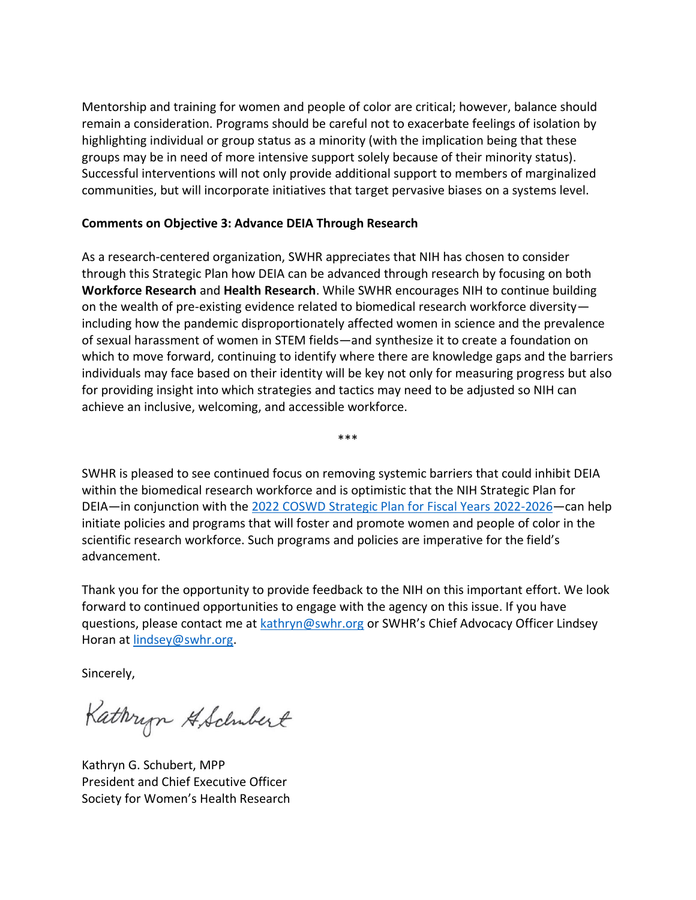Mentorship and training for women and people of color are critical; however, balance should remain a consideration. Programs should be careful not to exacerbate feelings of isolation by highlighting individual or group status as a minority (with the implication being that these groups may be in need of more intensive support solely because of their minority status). Successful interventions will not only provide additional support to members of marginalized communities, but will incorporate initiatives that target pervasive biases on a systems level.

**Comments on Objective 3: Advance DEIA Through Research**

As a research-centered organization, SWHR appreciates that NIH has chosen to consider through this Strategic Plan how DEIA can be advanced through research by focusing on both **Workforce Research** and **Health Research**. While SWHR encourages NIH to continue building on the wealth of pre-existing evidence related to biomedical research workforce diversity—including how the pandemic disproportionately affected women in science and the prevalence of sexual harassment of women in STEM fields—and synthesize it to create a foundation on which to move forward, continuing to identify where there are knowledge gaps and the barriers individuals may face based on their identity will be key not only for measuring progress but also for providing insight into which strategies and tactics may need to be adjusted so NIH can achieve an inclusive, welcoming, and accessible workforce.

***

SWHR is pleased to see continued focus on removing systemic barriers that could inhibit DEIA within the biomedical research workforce and is optimistic that the NIH Strategic Plan for DEIA—in conjunction with the 2022 COSWD Strategic Plan for Fiscal Years 2022-2026—can help initiate policies and programs that will foster and promote women and people of color in the scientific research workforce. Such programs and policies are imperative for the field's advancement.

Thank you for the opportunity to provide feedback to the NIH on this important effort. We look forward to continued opportunities to engage with the agency on this issue. If you have questions, please contact me at kathryn@swhr.org or SWHR's Chief Advocacy Officer Lindsey Horan at lindsey@swhr.org.

Sincerely,

Kathryn G. Schubert

Kathryn G. Schubert, MPP
President and Chief Executive Officer
Society for Women's Health Research